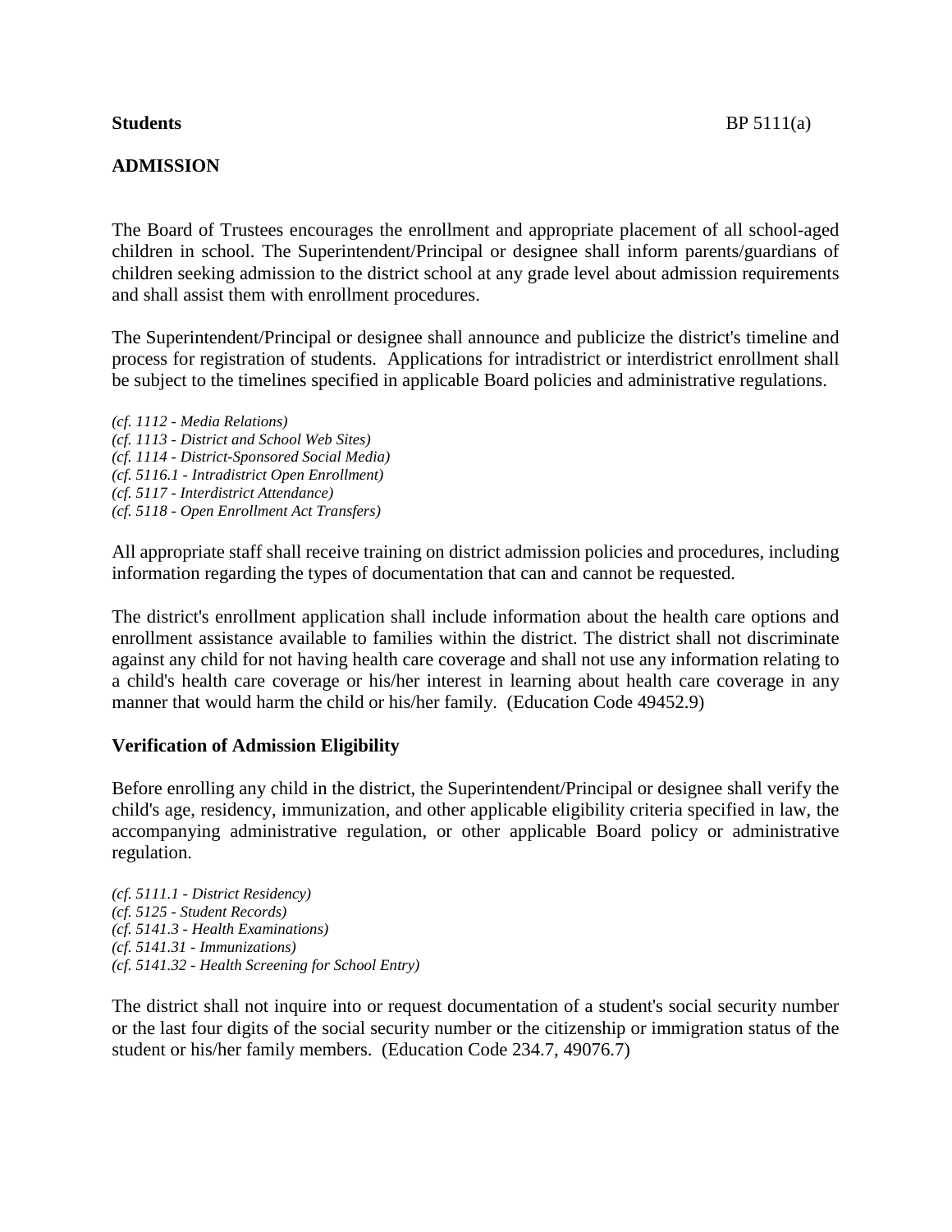**Students** BP 5111(a)

## ADMISSION

The Board of Trustees encourages the enrollment and appropriate placement of all school-aged children in school. The Superintendent/Principal or designee shall inform parents/guardians of children seeking admission to the district school at any grade level about admission requirements and shall assist them with enrollment procedures.

The Superintendent/Principal or designee shall announce and publicize the district's timeline and process for registration of students. Applications for intradistrict or interdistrict enrollment shall be subject to the timelines specified in applicable Board policies and administrative regulations.

*(cf. 1112 - Media Relations)*
*(cf. 1113 - District and School Web Sites)*
*(cf. 1114 - District-Sponsored Social Media)*
*(cf. 5116.1 - Intradistrict Open Enrollment)*
*(cf. 5117 - Interdistrict Attendance)*
*(cf. 5118 - Open Enrollment Act Transfers)*

All appropriate staff shall receive training on district admission policies and procedures, including information regarding the types of documentation that can and cannot be requested.

The district's enrollment application shall include information about the health care options and enrollment assistance available to families within the district. The district shall not discriminate against any child for not having health care coverage and shall not use any information relating to a child's health care coverage or his/her interest in learning about health care coverage in any manner that would harm the child or his/her family. (Education Code 49452.9)

### Verification of Admission Eligibility

Before enrolling any child in the district, the Superintendent/Principal or designee shall verify the child's age, residency, immunization, and other applicable eligibility criteria specified in law, the accompanying administrative regulation, or other applicable Board policy or administrative regulation.

*(cf. 5111.1 - District Residency)*
*(cf. 5125 - Student Records)*
*(cf. 5141.3 - Health Examinations)*
*(cf. 5141.31 - Immunizations)*
*(cf. 5141.32 - Health Screening for School Entry)*

The district shall not inquire into or request documentation of a student's social security number or the last four digits of the social security number or the citizenship or immigration status of the student or his/her family members. (Education Code 234.7, 49076.7)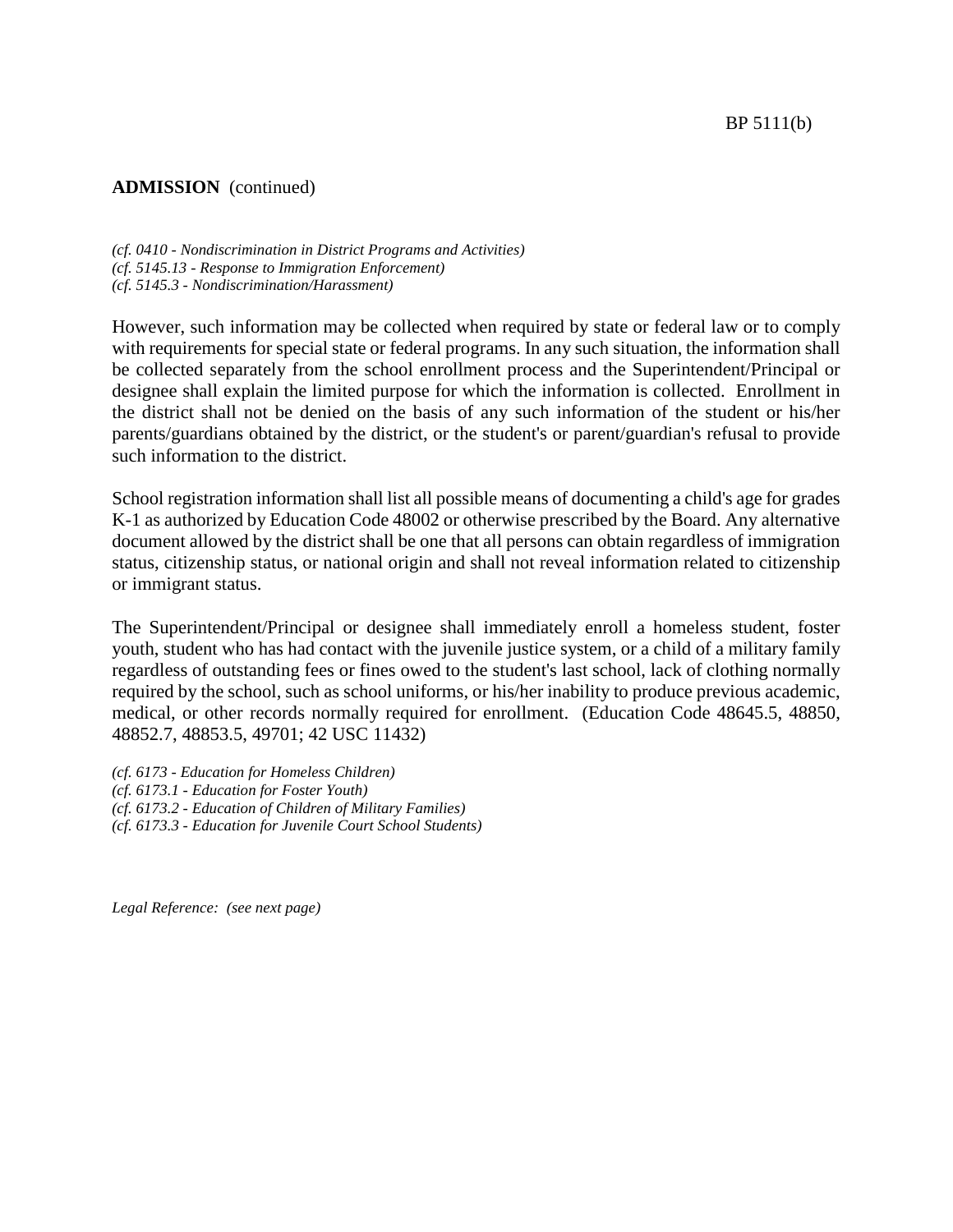**ADMISSION** (continued)

*(cf. 0410 - Nondiscrimination in District Programs and Activities)*
*(cf. 5145.13 - Response to Immigration Enforcement)*
*(cf. 5145.3 - Nondiscrimination/Harassment)*

However, such information may be collected when required by state or federal law or to comply with requirements for special state or federal programs. In any such situation, the information shall be collected separately from the school enrollment process and the Superintendent/Principal or designee shall explain the limited purpose for which the information is collected. Enrollment in the district shall not be denied on the basis of any such information of the student or his/her parents/guardians obtained by the district, or the student's or parent/guardian's refusal to provide such information to the district.

School registration information shall list all possible means of documenting a child's age for grades K-1 as authorized by Education Code 48002 or otherwise prescribed by the Board. Any alternative document allowed by the district shall be one that all persons can obtain regardless of immigration status, citizenship status, or national origin and shall not reveal information related to citizenship or immigrant status.

The Superintendent/Principal or designee shall immediately enroll a homeless student, foster youth, student who has had contact with the juvenile justice system, or a child of a military family regardless of outstanding fees or fines owed to the student's last school, lack of clothing normally required by the school, such as school uniforms, or his/her inability to produce previous academic, medical, or other records normally required for enrollment. (Education Code 48645.5, 48850, 48852.7, 48853.5, 49701; 42 USC 11432)

*(cf. 6173 - Education for Homeless Children)*
*(cf. 6173.1 - Education for Foster Youth)*
*(cf. 6173.2 - Education of Children of Military Families)*
*(cf. 6173.3 - Education for Juvenile Court School Students)*

*Legal Reference: (see next page)*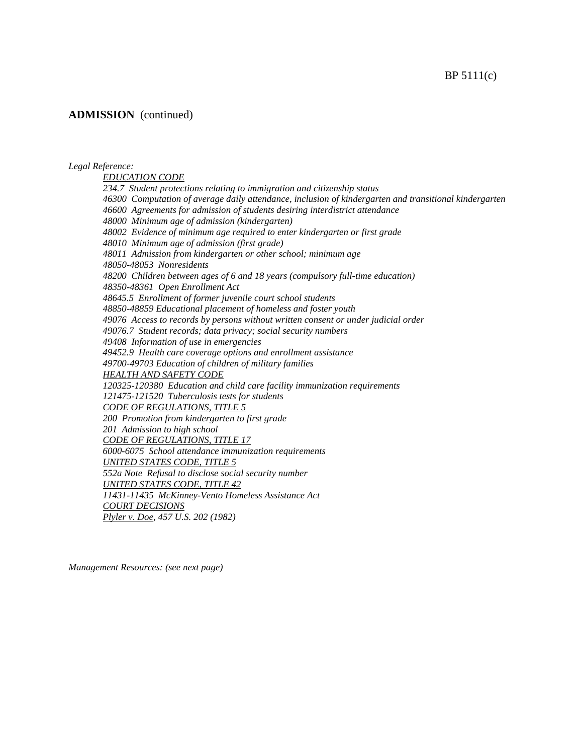**ADMISSION** (continued)

*Legal Reference:*

*EDUCATION CODE*

*234.7 Student protections relating to immigration and citizenship status*
*46300 Computation of average daily attendance, inclusion of kindergarten and transitional kindergarten*
*46600 Agreements for admission of students desiring interdistrict attendance*
*48000 Minimum age of admission (kindergarten)*
*48002 Evidence of minimum age required to enter kindergarten or first grade*
*48010 Minimum age of admission (first grade)*
*48011 Admission from kindergarten or other school; minimum age*
*48050-48053 Nonresidents*
*48200 Children between ages of 6 and 18 years (compulsory full-time education)*
*48350-48361 Open Enrollment Act*
*48645.5 Enrollment of former juvenile court school students*
*48850-48859 Educational placement of homeless and foster youth*
*49076 Access to records by persons without written consent or under judicial order*
*49076.7 Student records; data privacy; social security numbers*
*49408 Information of use in emergencies*
*49452.9 Health care coverage options and enrollment assistance*
*49700-49703 Education of children of military families*

*HEALTH AND SAFETY CODE*

*120325-120380 Education and child care facility immunization requirements*
*121475-121520 Tuberculosis tests for students*

*CODE OF REGULATIONS, TITLE 5*

*200 Promotion from kindergarten to first grade*
*201 Admission to high school*

*CODE OF REGULATIONS, TITLE 17*

*6000-6075 School attendance immunization requirements*

*UNITED STATES CODE, TITLE 5*

*552a Note Refusal to disclose social security number*

*UNITED STATES CODE, TITLE 42*

*11431-11435 McKinney-Vento Homeless Assistance Act*

*COURT DECISIONS*

*Plyler v. Doe, 457 U.S. 202 (1982)*

*Management Resources: (see next page)*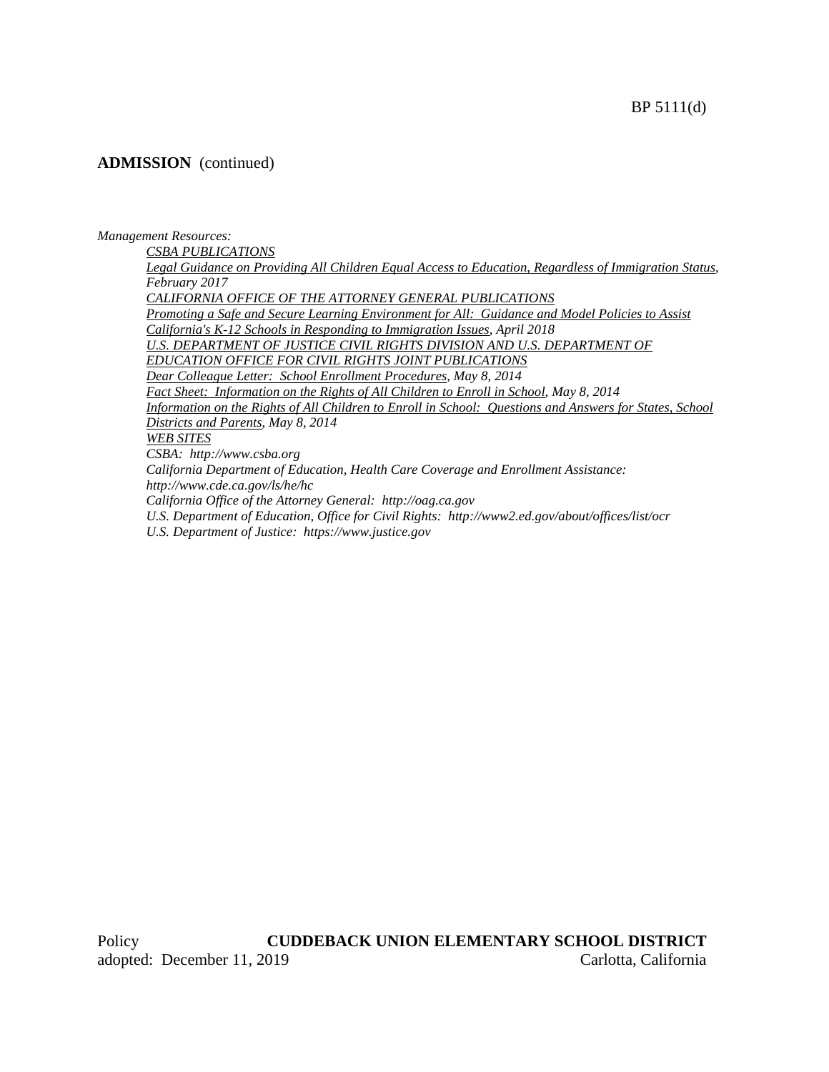**ADMISSION** (continued)

*Management Resources:*

*CSBA PUBLICATIONS*

*Legal Guidance on Providing All Children Equal Access to Education, Regardless of Immigration Status, February 2017*

*CALIFORNIA OFFICE OF THE ATTORNEY GENERAL PUBLICATIONS*

*Promoting a Safe and Secure Learning Environment for All: Guidance and Model Policies to Assist California's K-12 Schools in Responding to Immigration Issues, April 2018*

*U.S. DEPARTMENT OF JUSTICE CIVIL RIGHTS DIVISION AND U.S. DEPARTMENT OF EDUCATION OFFICE FOR CIVIL RIGHTS JOINT PUBLICATIONS*

*Dear Colleague Letter: School Enrollment Procedures, May 8, 2014*

*Fact Sheet: Information on the Rights of All Children to Enroll in School, May 8, 2014*

*Information on the Rights of All Children to Enroll in School: Questions and Answers for States, School Districts and Parents, May 8, 2014*

*WEB SITES*

*CSBA: http://www.csba.org*

*California Department of Education, Health Care Coverage and Enrollment Assistance: http://www.cde.ca.gov/ls/he/hc*

*California Office of the Attorney General: http://oag.ca.gov*

*U.S. Department of Education, Office for Civil Rights: http://www2.ed.gov/about/offices/list/ocr*

*U.S. Department of Justice: https://www.justice.gov*

Policy
adopted: December 11, 2019

**CUDDEBACK UNION ELEMENTARY SCHOOL DISTRICT**
Carlotta, California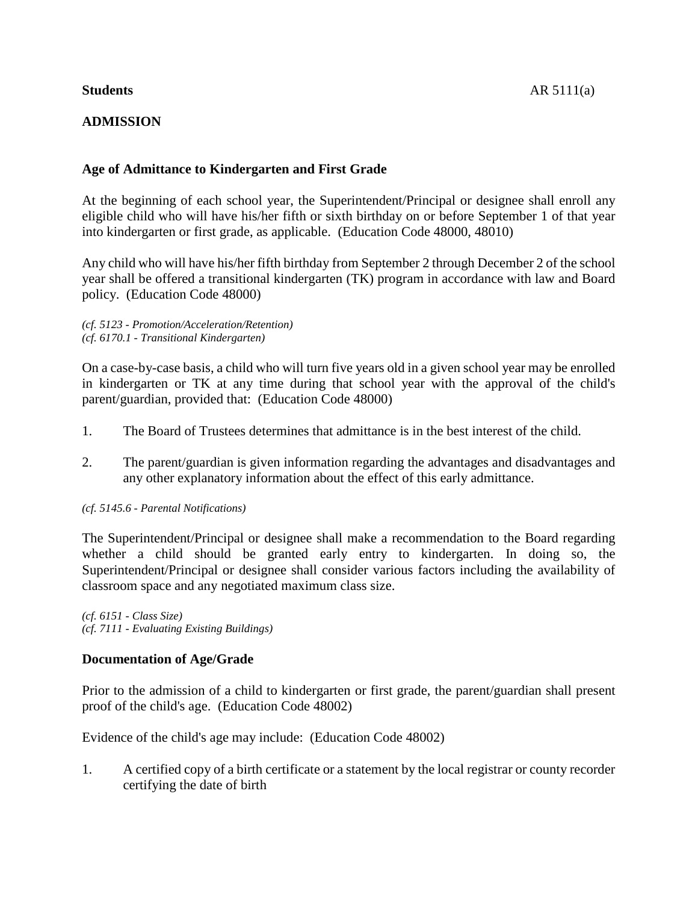**Students** AR 5111(a)

## ADMISSION

### Age of Admittance to Kindergarten and First Grade

At the beginning of each school year, the Superintendent/Principal or designee shall enroll any eligible child who will have his/her fifth or sixth birthday on or before September 1 of that year into kindergarten or first grade, as applicable. (Education Code 48000, 48010)

Any child who will have his/her fifth birthday from September 2 through December 2 of the school year shall be offered a transitional kindergarten (TK) program in accordance with law and Board policy. (Education Code 48000)

*(cf. 5123 - Promotion/Acceleration/Retention)*
*(cf. 6170.1 - Transitional Kindergarten)*

On a case-by-case basis, a child who will turn five years old in a given school year may be enrolled in kindergarten or TK at any time during that school year with the approval of the child's parent/guardian, provided that: (Education Code 48000)

1. The Board of Trustees determines that admittance is in the best interest of the child.

2. The parent/guardian is given information regarding the advantages and disadvantages and any other explanatory information about the effect of this early admittance.

*(cf. 5145.6 - Parental Notifications)*

The Superintendent/Principal or designee shall make a recommendation to the Board regarding whether a child should be granted early entry to kindergarten. In doing so, the Superintendent/Principal or designee shall consider various factors including the availability of classroom space and any negotiated maximum class size.

*(cf. 6151 - Class Size)*
*(cf. 7111 - Evaluating Existing Buildings)*

### Documentation of Age/Grade

Prior to the admission of a child to kindergarten or first grade, the parent/guardian shall present proof of the child's age. (Education Code 48002)

Evidence of the child's age may include: (Education Code 48002)

1. A certified copy of a birth certificate or a statement by the local registrar or county recorder certifying the date of birth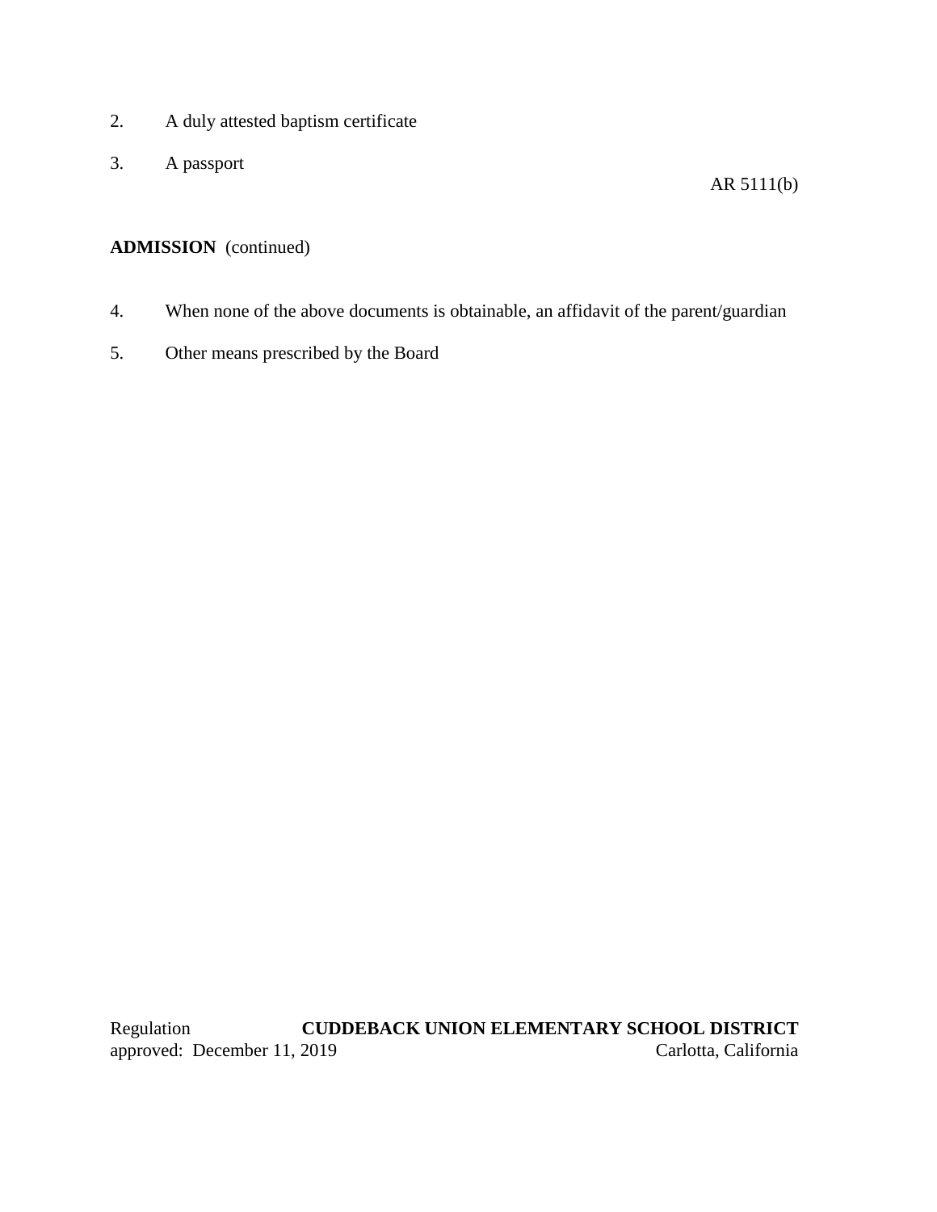2. A duly attested baptism certificate

3. A passport

**ADMISSION** (continued)

4. When none of the above documents is obtainable, an affidavit of the parent/guardian

5. Other means prescribed by the Board

Regulation **CUDDEBACK UNION ELEMENTARY SCHOOL DISTRICT**
approved: December 11, 2019 Carlotta, California